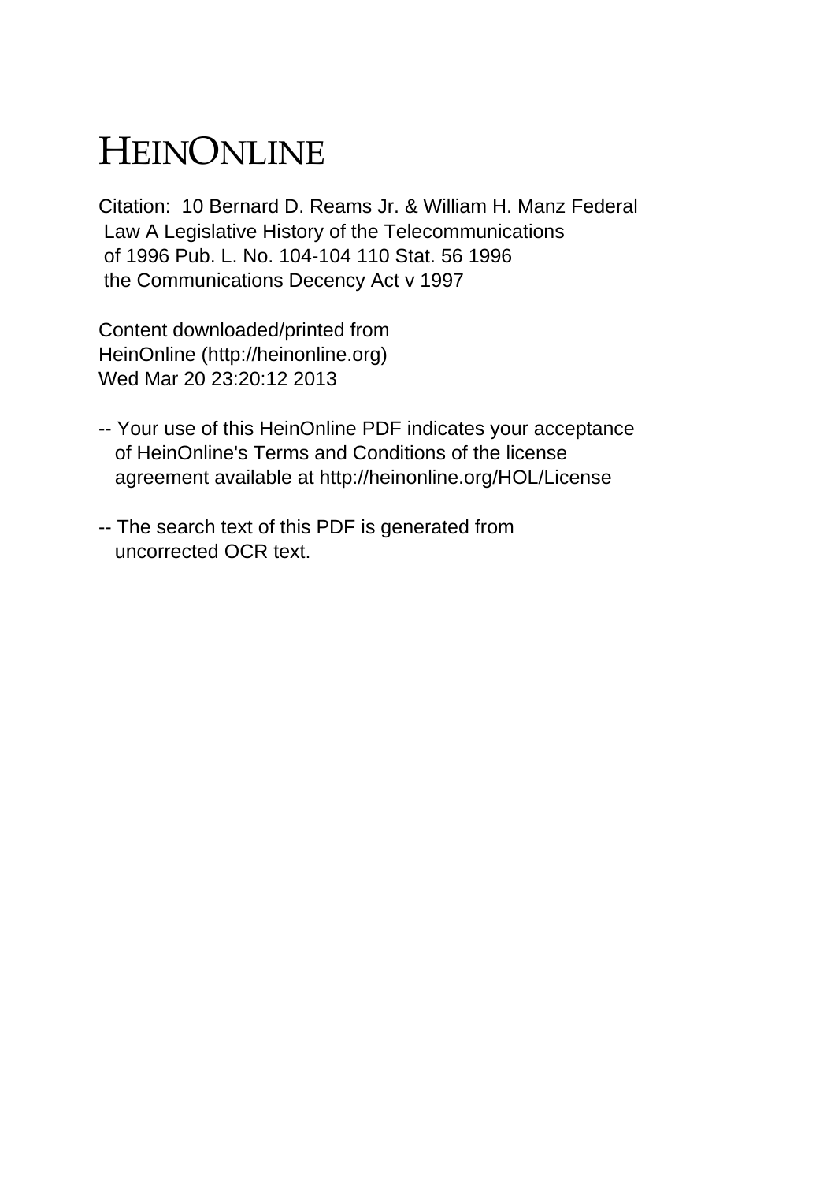# HEINONLINE

Citation: 10 Bernard D. Reams Jr. & William H. Manz Federal Law A Legislative History of the Telecommunications of 1996 Pub. L. No. 104-104 110 Stat. 56 1996 the Communications Decency Act v 1997

Content downloaded/printed from HeinOnline (http://heinonline.org) Wed Mar 20 23:20:12 2013

-- Your use of this HeinOnline PDF indicates your acceptance of HeinOnline's Terms and Conditions of the license agreement available at http://heinonline.org/HOL/License

-- The search text of this PDF is generated from uncorrected OCR text.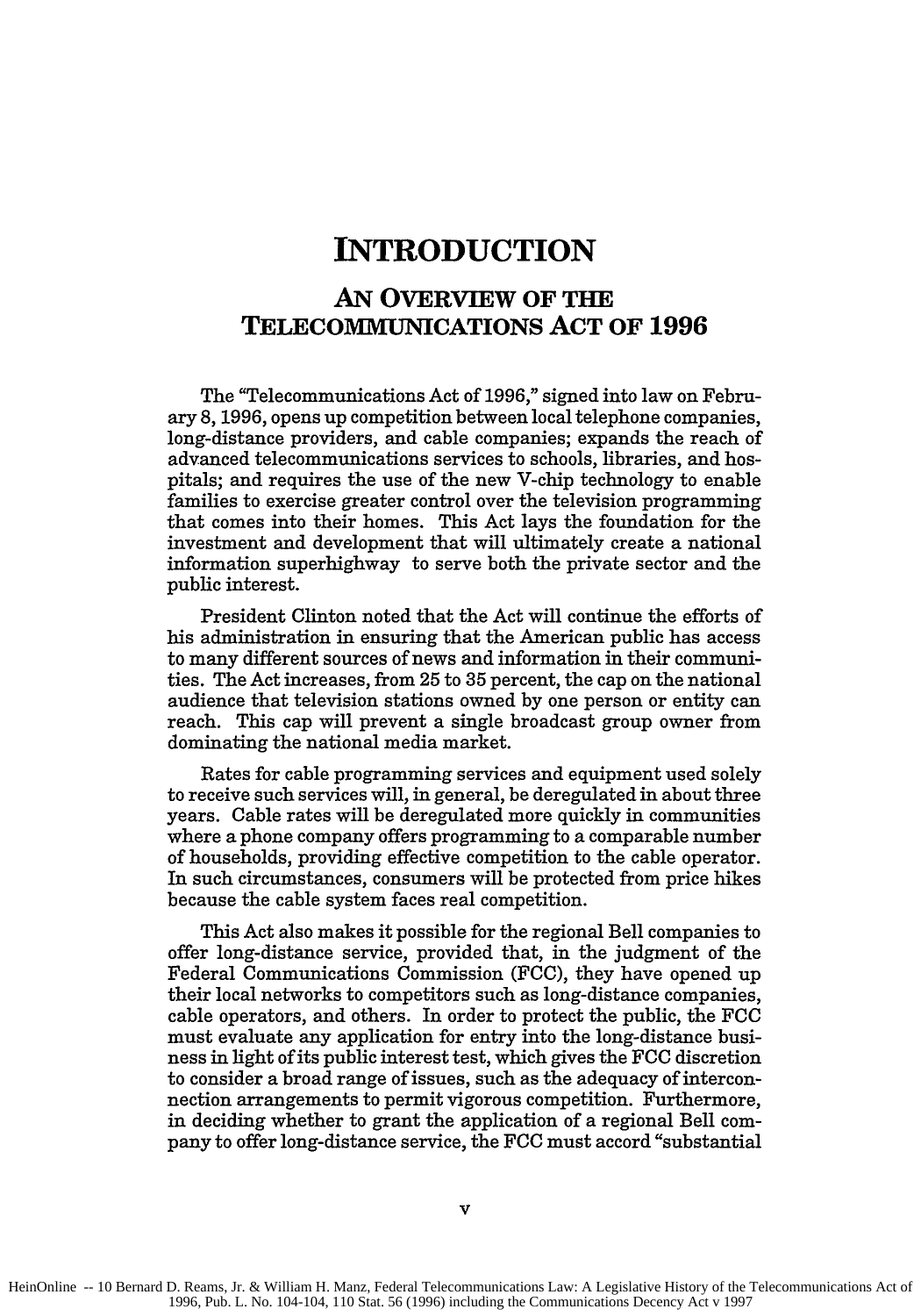# INTRODUCTION

## AN OVERVIEW OF THE TELECOMMUNICATIONS ACT OF 1996

The "Telecommunications Act of 1996," signed into law on February 8, 1996, opens up competition between local telephone companies, long-distance providers, and cable companies; expands the reach of advanced telecommunications services to schools, libraries, and hospitals; and requires the use of the new V-chip technology to enable families to exercise greater control over the television programming that comes into their homes. This Act lays the foundation for the investment and development that will ultimately create a national information superhighway to serve both the private sector and the public interest.

President Clinton noted that the Act will continue the efforts of his administration in ensuring that the American public has access to many different sources of news and information in their communities. The Act increases, from 25 to 35 percent, the cap on the national audience that television stations owned by one person or entity can reach. This cap will prevent a single broadcast group owner from dominating the national media market.

Rates for cable programming services and equipment used solely to receive such services will, in general, be deregulated in about three years. Cable rates will be deregulated more quickly in communities where a phone company offers programming to a comparable number of households, providing effective competition to the cable operator. In such circumstances, consumers will be protected from price hikes because the cable system faces real competition.

This Act also makes it possible for the regional Bell companies to offer long-distance service, provided that, in the judgment of the Federal Communications Commission (FCC), they have opened up their local networks to competitors such as long-distance companies, cable operators, and others. In order to protect the public, the FCC must evaluate any application for entry into the long-distance business in light of its public interest test, which gives the FCC discretion to consider a broad range of issues, such as the adequacy of interconnection arrangements to permit vigorous competition. Furthermore, in deciding whether to grant the application of a regional Bell company to offer long-distance service, the FCC must accord "substantial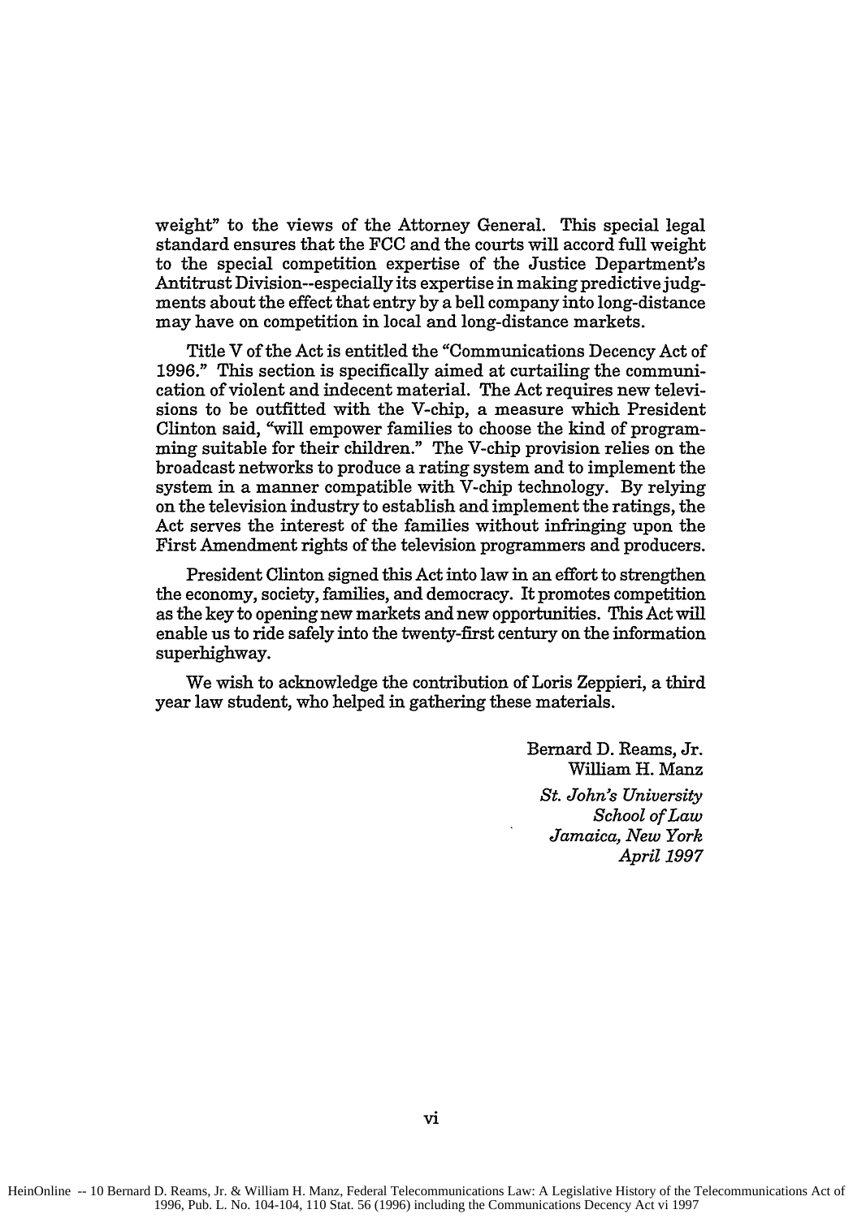weight" to the views of the Attorney General. This special legal standard ensures that the FCC and the courts will accord full weight to the special competition expertise of the Justice Department's Antitrust Division--especially its expertise in making predictive judgments about the effect that entry by a bell company into long-distance may have on competition in local and long-distance markets.

Title V of the Act is entitled the "Communications Decency Act of 1996." This section is specifically aimed at curtailing the communication of violent and indecent material. The Act requires new televisions to be outfitted with the V-chip, a measure which President Clinton said, "will empower families to choose the kind of programming suitable for their children." The V-chip provision relies on the broadcast networks to produce a rating system and to implement the system in a manner compatible with V-chip technology. By relying on the television industry to establish and implement the ratings, the Act serves the interest of the families without infringing upon the First Amendment rights of the television programmers and producers.

President Clinton signed this Act into law in an effort to strengthen the economy, society, families, and democracy. It promotes competition as the key to opening new markets and new opportunities. This Act will enable us to ride safely into the twenty-first century on the information superhighway.

We wish to acknowledge the contribution of Loris Zeppieri, a third year law student, who helped in gathering these materials.

Bernard D. Reams, Jr.
William H. Manz

*St. John's University*
*School of Law*
*Jamaica, New York*
*April 1997*